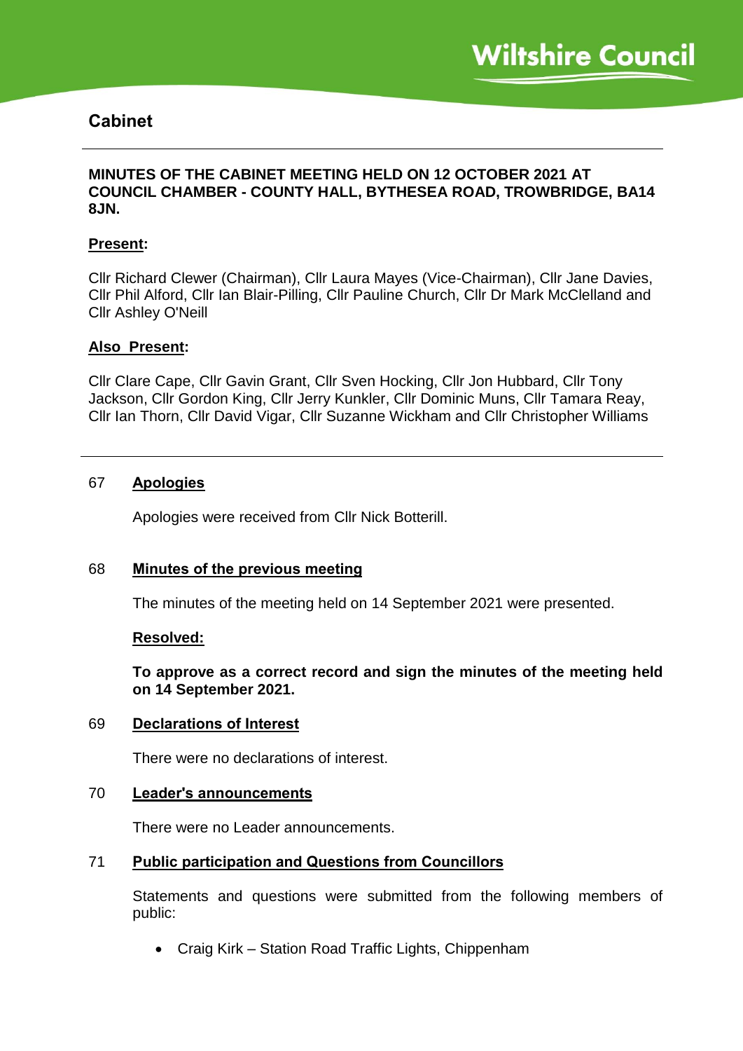Wiltshire Council

# Cabinet

**MINUTES OF THE CABINET MEETING HELD ON 12 OCTOBER 2021 AT COUNCIL CHAMBER - COUNTY HALL, BYTHESEA ROAD, TROWBRIDGE, BA14 8JN.**

**Present:**

Cllr Richard Clewer (Chairman), Cllr Laura Mayes (Vice-Chairman), Cllr Jane Davies, Cllr Phil Alford, Cllr Ian Blair-Pilling, Cllr Pauline Church, Cllr Dr Mark McClelland and Cllr Ashley O'Neill

**Also Present:**

Cllr Clare Cape, Cllr Gavin Grant, Cllr Sven Hocking, Cllr Jon Hubbard, Cllr Tony Jackson, Cllr Gordon King, Cllr Jerry Kunkler, Cllr Dominic Muns, Cllr Tamara Reay, Cllr Ian Thorn, Cllr David Vigar, Cllr Suzanne Wickham and Cllr Christopher Williams

---

## 67 Apologies

Apologies were received from Cllr Nick Botterill.

## 68 Minutes of the previous meeting

The minutes of the meeting held on 14 September 2021 were presented.

**Resolved:**

**To approve as a correct record and sign the minutes of the meeting held on 14 September 2021.**

## 69 Declarations of Interest

There were no declarations of interest.

## 70 Leader's announcements

There were no Leader announcements.

## 71 Public participation and Questions from Councillors

Statements and questions were submitted from the following members of public:

- Craig Kirk – Station Road Traffic Lights, Chippenham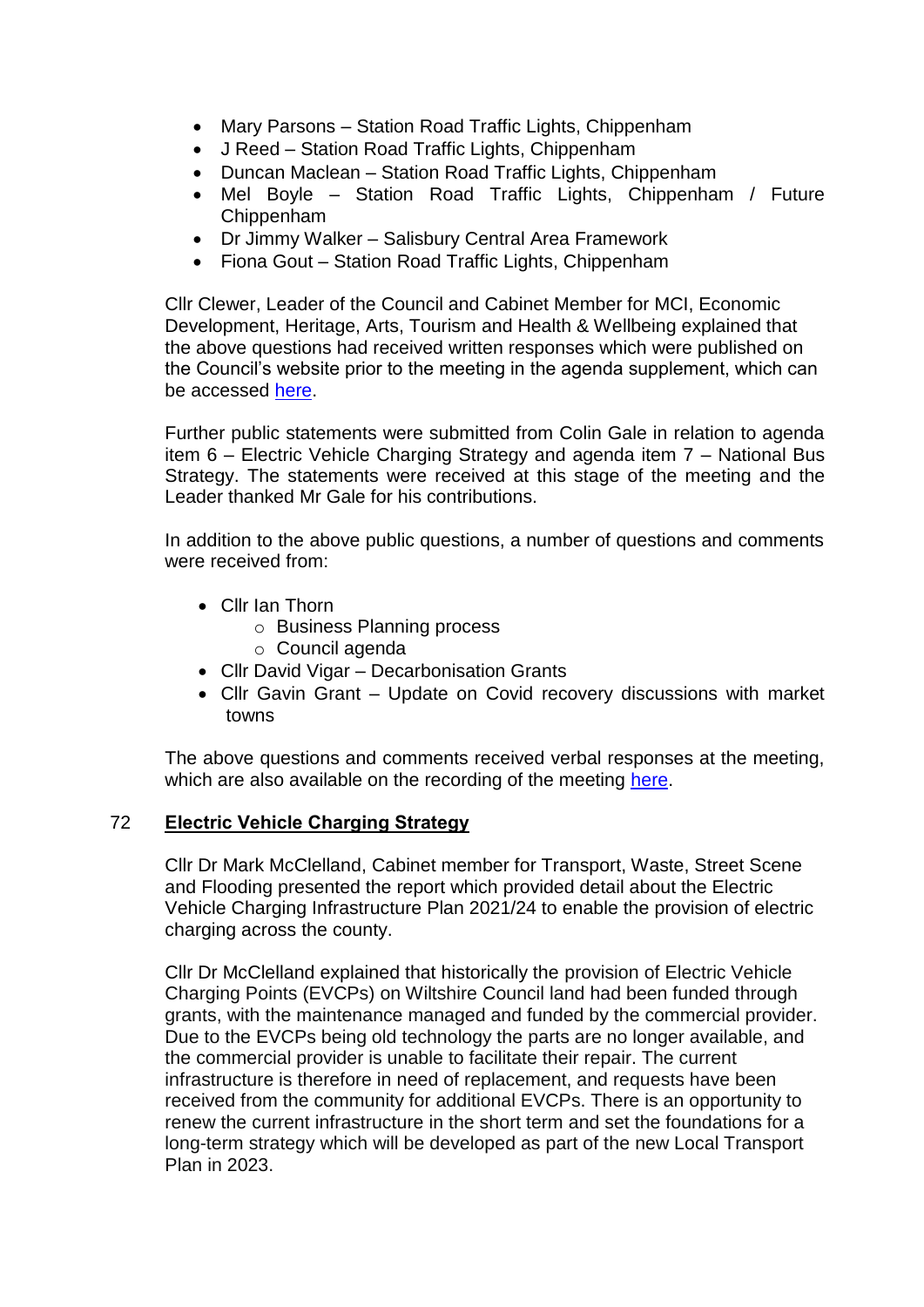- Mary Parsons – Station Road Traffic Lights, Chippenham
- J Reed – Station Road Traffic Lights, Chippenham
- Duncan Maclean – Station Road Traffic Lights, Chippenham
- Mel Boyle – Station Road Traffic Lights, Chippenham / Future Chippenham
- Dr Jimmy Walker – Salisbury Central Area Framework
- Fiona Gout – Station Road Traffic Lights, Chippenham

Cllr Clewer, Leader of the Council and Cabinet Member for MCI, Economic Development, Heritage, Arts, Tourism and Health & Wellbeing explained that the above questions had received written responses which were published on the Council's website prior to the meeting in the agenda supplement, which can be accessed here.

Further public statements were submitted from Colin Gale in relation to agenda item 6 – Electric Vehicle Charging Strategy and agenda item 7 – National Bus Strategy. The statements were received at this stage of the meeting and the Leader thanked Mr Gale for his contributions.

In addition to the above public questions, a number of questions and comments were received from:

- Cllr Ian Thorn
  - Business Planning process
  - Council agenda
- Cllr David Vigar – Decarbonisation Grants
- Cllr Gavin Grant – Update on Covid recovery discussions with market towns

The above questions and comments received verbal responses at the meeting, which are also available on the recording of the meeting here.

## 72 Electric Vehicle Charging Strategy

Cllr Dr Mark McClelland, Cabinet member for Transport, Waste, Street Scene and Flooding presented the report which provided detail about the Electric Vehicle Charging Infrastructure Plan 2021/24 to enable the provision of electric charging across the county.

Cllr Dr McClelland explained that historically the provision of Electric Vehicle Charging Points (EVCPs) on Wiltshire Council land had been funded through grants, with the maintenance managed and funded by the commercial provider. Due to the EVCPs being old technology the parts are no longer available, and the commercial provider is unable to facilitate their repair. The current infrastructure is therefore in need of replacement, and requests have been received from the community for additional EVCPs. There is an opportunity to renew the current infrastructure in the short term and set the foundations for a long-term strategy which will be developed as part of the new Local Transport Plan in 2023.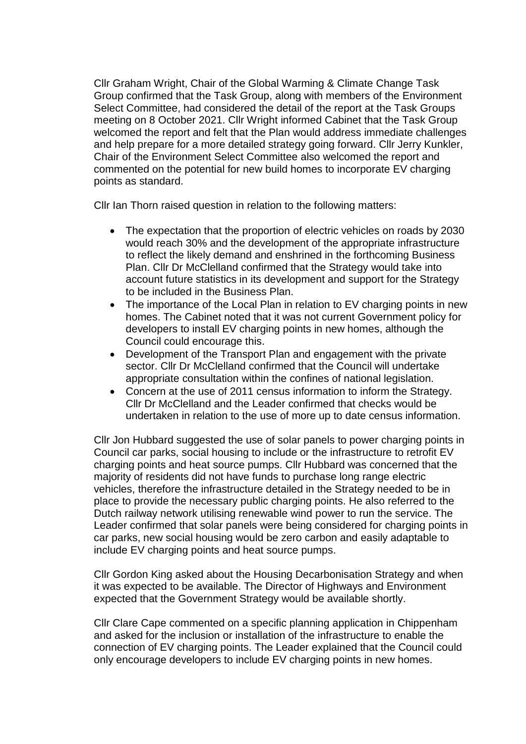Cllr Graham Wright, Chair of the Global Warming & Climate Change Task Group confirmed that the Task Group, along with members of the Environment Select Committee, had considered the detail of the report at the Task Groups meeting on 8 October 2021. Cllr Wright informed Cabinet that the Task Group welcomed the report and felt that the Plan would address immediate challenges and help prepare for a more detailed strategy going forward. Cllr Jerry Kunkler, Chair of the Environment Select Committee also welcomed the report and commented on the potential for new build homes to incorporate EV charging points as standard.

Cllr Ian Thorn raised question in relation to the following matters:

- The expectation that the proportion of electric vehicles on roads by 2030 would reach 30% and the development of the appropriate infrastructure to reflect the likely demand and enshrined in the forthcoming Business Plan. Cllr Dr McClelland confirmed that the Strategy would take into account future statistics in its development and support for the Strategy to be included in the Business Plan.
- The importance of the Local Plan in relation to EV charging points in new homes. The Cabinet noted that it was not current Government policy for developers to install EV charging points in new homes, although the Council could encourage this.
- Development of the Transport Plan and engagement with the private sector. Cllr Dr McClelland confirmed that the Council will undertake appropriate consultation within the confines of national legislation.
- Concern at the use of 2011 census information to inform the Strategy. Cllr Dr McClelland and the Leader confirmed that checks would be undertaken in relation to the use of more up to date census information.

Cllr Jon Hubbard suggested the use of solar panels to power charging points in Council car parks, social housing to include or the infrastructure to retrofit EV charging points and heat source pumps. Cllr Hubbard was concerned that the majority of residents did not have funds to purchase long range electric vehicles, therefore the infrastructure detailed in the Strategy needed to be in place to provide the necessary public charging points. He also referred to the Dutch railway network utilising renewable wind power to run the service. The Leader confirmed that solar panels were being considered for charging points in car parks, new social housing would be zero carbon and easily adaptable to include EV charging points and heat source pumps.

Cllr Gordon King asked about the Housing Decarbonisation Strategy and when it was expected to be available. The Director of Highways and Environment expected that the Government Strategy would be available shortly.

Cllr Clare Cape commented on a specific planning application in Chippenham and asked for the inclusion or installation of the infrastructure to enable the connection of EV charging points. The Leader explained that the Council could only encourage developers to include EV charging points in new homes.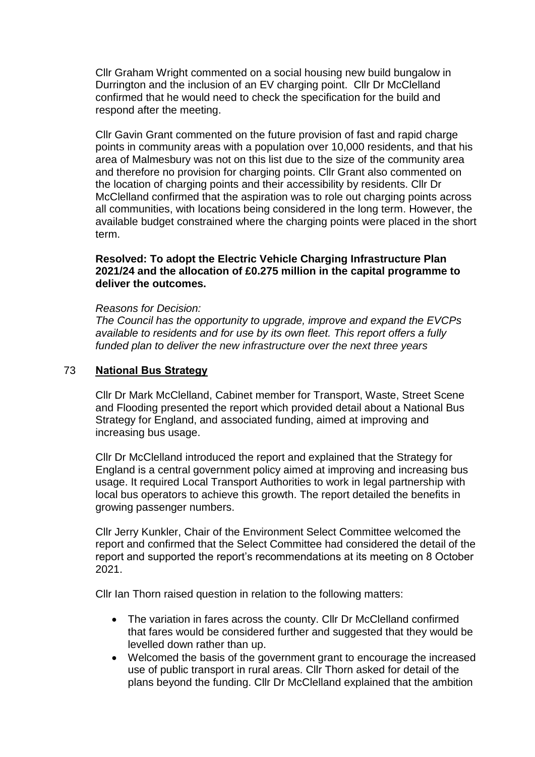Cllr Graham Wright commented on a social housing new build bungalow in Durrington and the inclusion of an EV charging point. Cllr Dr McClelland confirmed that he would need to check the specification for the build and respond after the meeting.

Cllr Gavin Grant commented on the future provision of fast and rapid charge points in community areas with a population over 10,000 residents, and that his area of Malmesbury was not on this list due to the size of the community area and therefore no provision for charging points. Cllr Grant also commented on the location of charging points and their accessibility by residents. Cllr Dr McClelland confirmed that the aspiration was to role out charging points across all communities, with locations being considered in the long term. However, the available budget constrained where the charging points were placed in the short term.

**Resolved: To adopt the Electric Vehicle Charging Infrastructure Plan 2021/24 and the allocation of £0.275 million in the capital programme to deliver the outcomes.**

*Reasons for Decision:*
*The Council has the opportunity to upgrade, improve and expand the EVCPs available to residents and for use by its own fleet. This report offers a fully funded plan to deliver the new infrastructure over the next three years*

## 73 National Bus Strategy

Cllr Dr Mark McClelland, Cabinet member for Transport, Waste, Street Scene and Flooding presented the report which provided detail about a National Bus Strategy for England, and associated funding, aimed at improving and increasing bus usage.

Cllr Dr McClelland introduced the report and explained that the Strategy for England is a central government policy aimed at improving and increasing bus usage. It required Local Transport Authorities to work in legal partnership with local bus operators to achieve this growth. The report detailed the benefits in growing passenger numbers.

Cllr Jerry Kunkler, Chair of the Environment Select Committee welcomed the report and confirmed that the Select Committee had considered the detail of the report and supported the report's recommendations at its meeting on 8 October 2021.

Cllr Ian Thorn raised question in relation to the following matters:

- The variation in fares across the county. Cllr Dr McClelland confirmed that fares would be considered further and suggested that they would be levelled down rather than up.
- Welcomed the basis of the government grant to encourage the increased use of public transport in rural areas. Cllr Thorn asked for detail of the plans beyond the funding. Cllr Dr McClelland explained that the ambition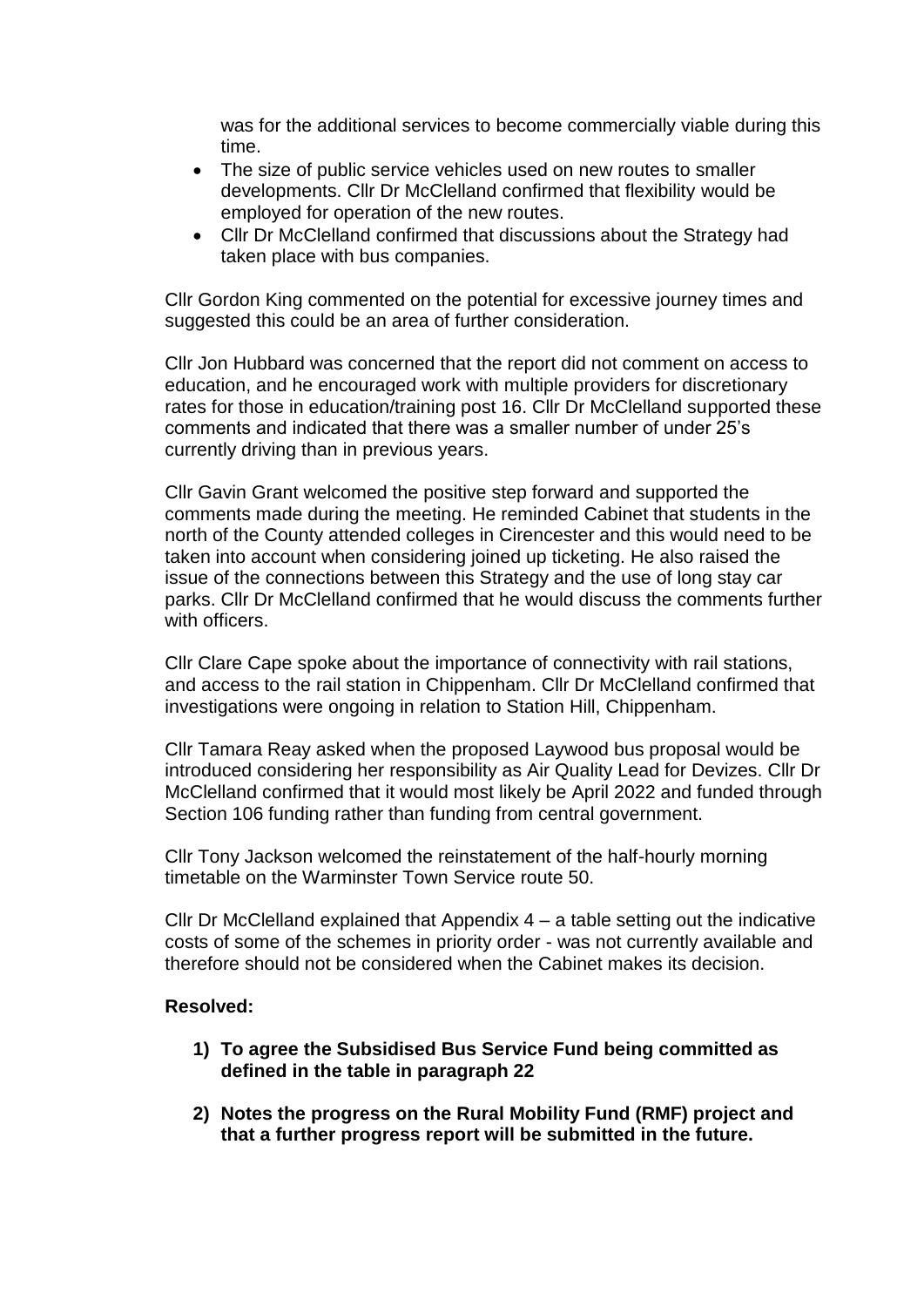was for the additional services to become commercially viable during this time.

- The size of public service vehicles used on new routes to smaller developments. Cllr Dr McClelland confirmed that flexibility would be employed for operation of the new routes.
- Cllr Dr McClelland confirmed that discussions about the Strategy had taken place with bus companies.

Cllr Gordon King commented on the potential for excessive journey times and suggested this could be an area of further consideration.

Cllr Jon Hubbard was concerned that the report did not comment on access to education, and he encouraged work with multiple providers for discretionary rates for those in education/training post 16. Cllr Dr McClelland supported these comments and indicated that there was a smaller number of under 25's currently driving than in previous years.

Cllr Gavin Grant welcomed the positive step forward and supported the comments made during the meeting. He reminded Cabinet that students in the north of the County attended colleges in Cirencester and this would need to be taken into account when considering joined up ticketing. He also raised the issue of the connections between this Strategy and the use of long stay car parks. Cllr Dr McClelland confirmed that he would discuss the comments further with officers.

Cllr Clare Cape spoke about the importance of connectivity with rail stations, and access to the rail station in Chippenham. Cllr Dr McClelland confirmed that investigations were ongoing in relation to Station Hill, Chippenham.

Cllr Tamara Reay asked when the proposed Laywood bus proposal would be introduced considering her responsibility as Air Quality Lead for Devizes. Cllr Dr McClelland confirmed that it would most likely be April 2022 and funded through Section 106 funding rather than funding from central government.

Cllr Tony Jackson welcomed the reinstatement of the half-hourly morning timetable on the Warminster Town Service route 50.

Cllr Dr McClelland explained that Appendix 4 – a table setting out the indicative costs of some of the schemes in priority order - was not currently available and therefore should not be considered when the Cabinet makes its decision.

**Resolved:**

1) **To agree the Subsidised Bus Service Fund being committed as defined in the table in paragraph 22**

2) **Notes the progress on the Rural Mobility Fund (RMF) project and that a further progress report will be submitted in the future.**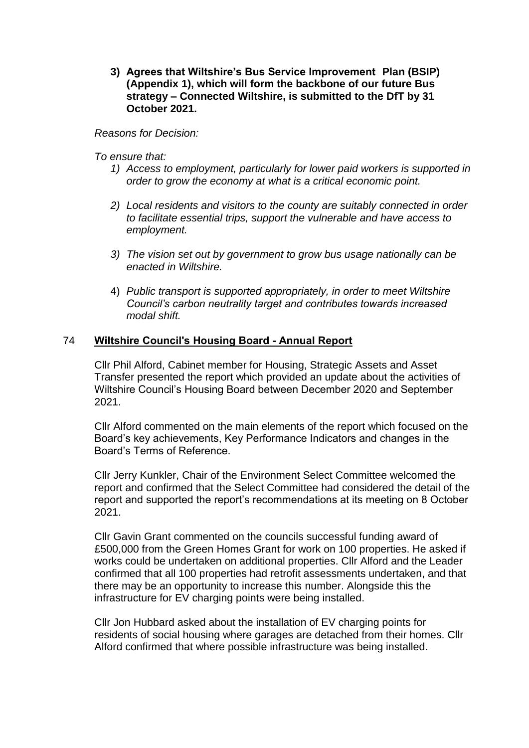**3) Agrees that Wiltshire's Bus Service Improvement Plan (BSIP) (Appendix 1), which will form the backbone of our future Bus strategy – Connected Wiltshire, is submitted to the DfT by 31 October 2021.**

*Reasons for Decision:*

*To ensure that:*

1) *Access to employment, particularly for lower paid workers is supported in order to grow the economy at what is a critical economic point.*
2) *Local residents and visitors to the county are suitably connected in order to facilitate essential trips, support the vulnerable and have access to employment.*
3) *The vision set out by government to grow bus usage nationally can be enacted in Wiltshire.*
4) *Public transport is supported appropriately, in order to meet Wiltshire Council's carbon neutrality target and contributes towards increased modal shift.*

## 74 **Wiltshire Council's Housing Board - Annual Report**

Cllr Phil Alford, Cabinet member for Housing, Strategic Assets and Asset Transfer presented the report which provided an update about the activities of Wiltshire Council's Housing Board between December 2020 and September 2021.

Cllr Alford commented on the main elements of the report which focused on the Board's key achievements, Key Performance Indicators and changes in the Board's Terms of Reference.

Cllr Jerry Kunkler, Chair of the Environment Select Committee welcomed the report and confirmed that the Select Committee had considered the detail of the report and supported the report's recommendations at its meeting on 8 October 2021.

Cllr Gavin Grant commented on the councils successful funding award of £500,000 from the Green Homes Grant for work on 100 properties. He asked if works could be undertaken on additional properties. Cllr Alford and the Leader confirmed that all 100 properties had retrofit assessments undertaken, and that there may be an opportunity to increase this number. Alongside this the infrastructure for EV charging points were being installed.

Cllr Jon Hubbard asked about the installation of EV charging points for residents of social housing where garages are detached from their homes. Cllr Alford confirmed that where possible infrastructure was being installed.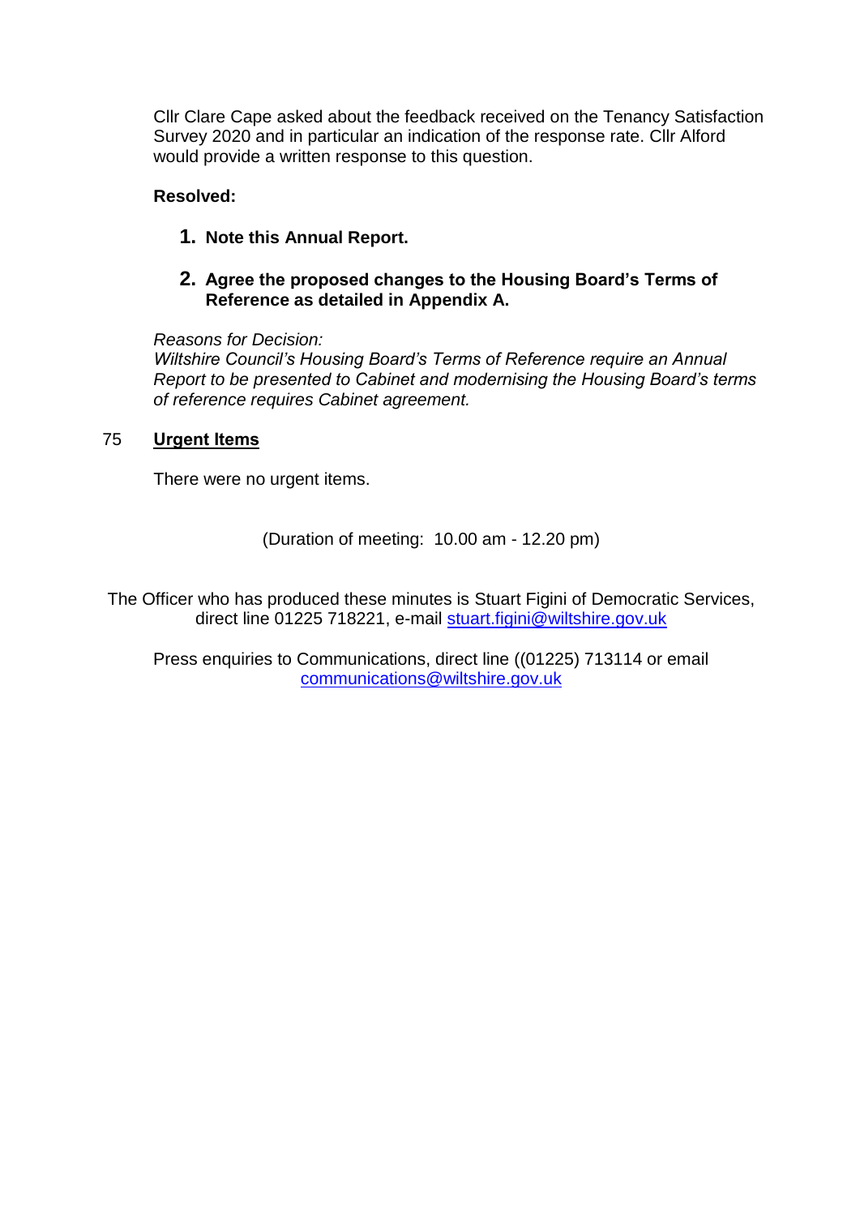Cllr Clare Cape asked about the feedback received on the Tenancy Satisfaction Survey 2020 and in particular an indication of the response rate. Cllr Alford would provide a written response to this question.

**Resolved:**

1. **Note this Annual Report.**

2. **Agree the proposed changes to the Housing Board's Terms of Reference as detailed in Appendix A.**

*Reasons for Decision:*
*Wiltshire Council's Housing Board's Terms of Reference require an Annual Report to be presented to Cabinet and modernising the Housing Board's terms of reference requires Cabinet agreement.*

## 75 Urgent Items

There were no urgent items.

(Duration of meeting: 10.00 am - 12.20 pm)

The Officer who has produced these minutes is Stuart Figini of Democratic Services, direct line 01225 718221, e-mail stuart.figini@wiltshire.gov.uk

Press enquiries to Communications, direct line ((01225) 713114 or email communications@wiltshire.gov.uk